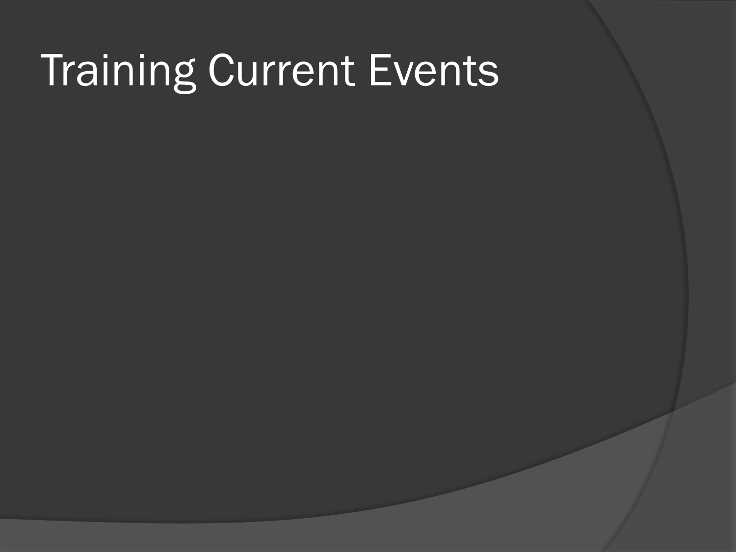# Training Current Events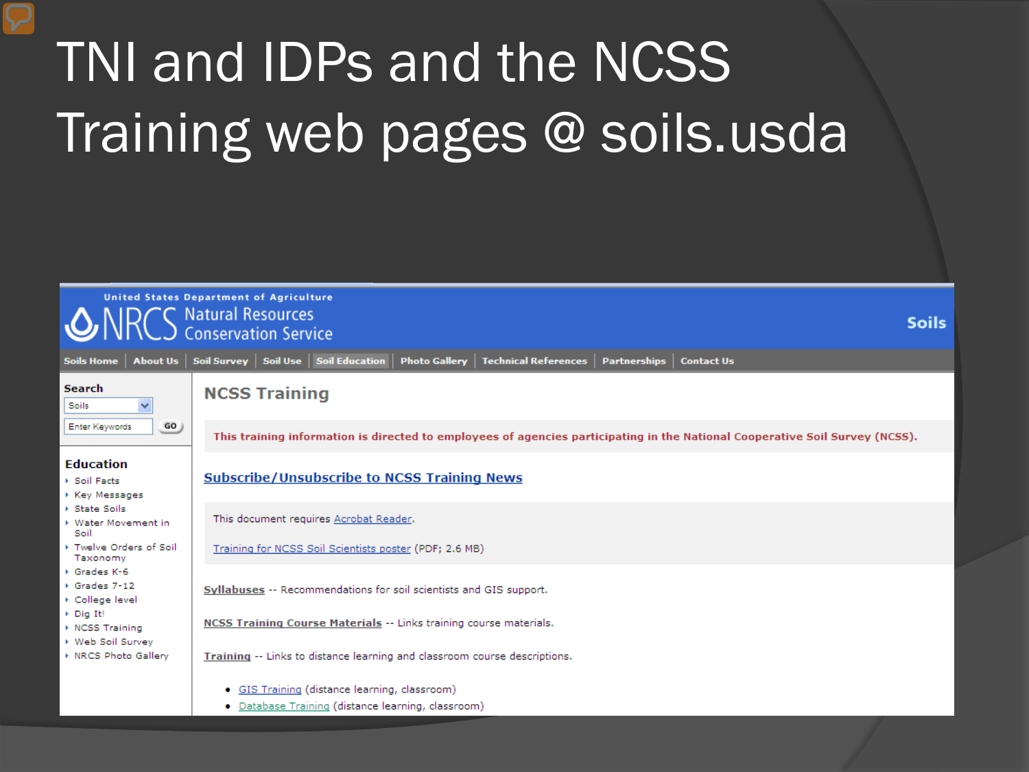# TNI and IDPs and the NCSS Training web pages @ soils.usda

United States Department of Agriculture

NRCS Natural Resources Conservation Service

Soils

Soils Home | About Us | Soil Survey | Soil Use | Soil Education | Photo Gallery | Technical References | Partnerships | Contact Us

**Search**

Soils

Enter Keywords GO

**Education**

- Soil Facts
- Key Messages
- State Soils
- Water Movement in Soil
- Twelve Orders of Soil Taxonomy
- Grades K-6
- Grades 7-12
- College level
- Dig It!
- NCSS Training
- Web Soil Survey
- NRCS Photo Gallery

## NCSS Training

This training information is directed to employees of agencies participating in the National Cooperative Soil Survey (NCSS).

**Subscribe/Unsubscribe to NCSS Training News**

This document requires Acrobat Reader.

Training for NCSS Soil Scientists poster (PDF; 2.6 MB)

**Syllabuses** -- Recommendations for soil scientists and GIS support.

**NCSS Training Course Materials** -- Links training course materials.

**Training** -- Links to distance learning and classroom course descriptions.

- GIS Training (distance learning, classroom)
- Database Training (distance learning, classroom)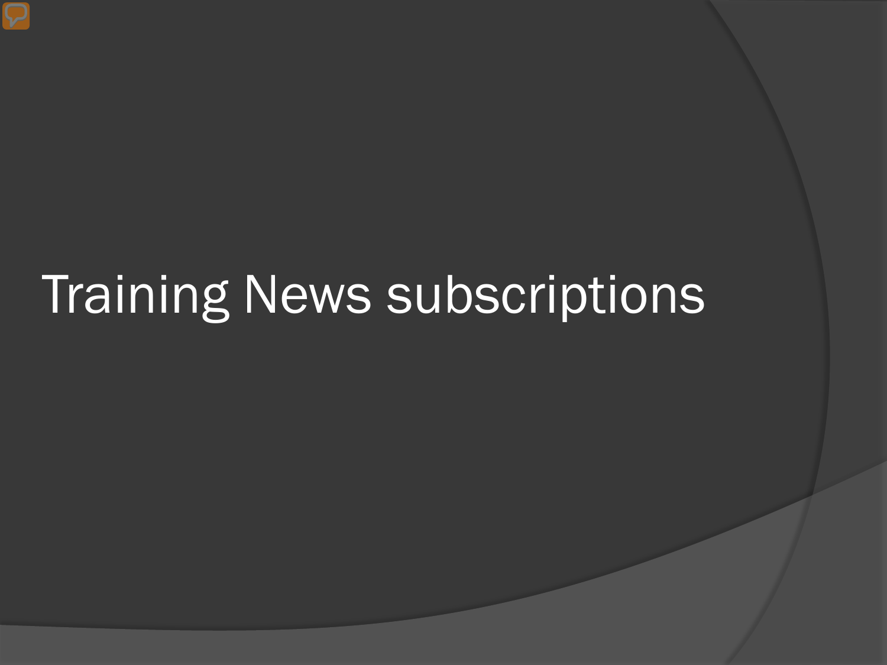# Training News subscriptions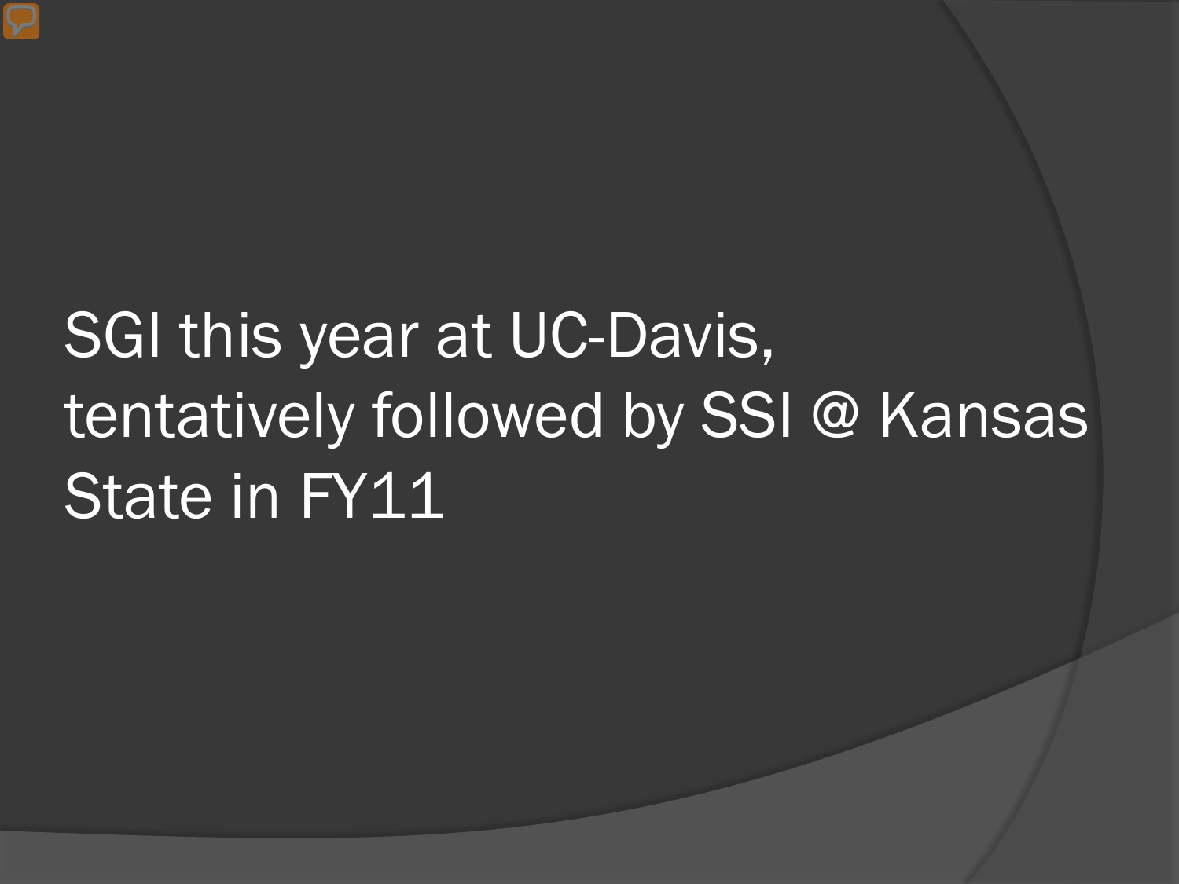SGI this year at UC-Davis, tentatively followed by SSI @ Kansas State in FY11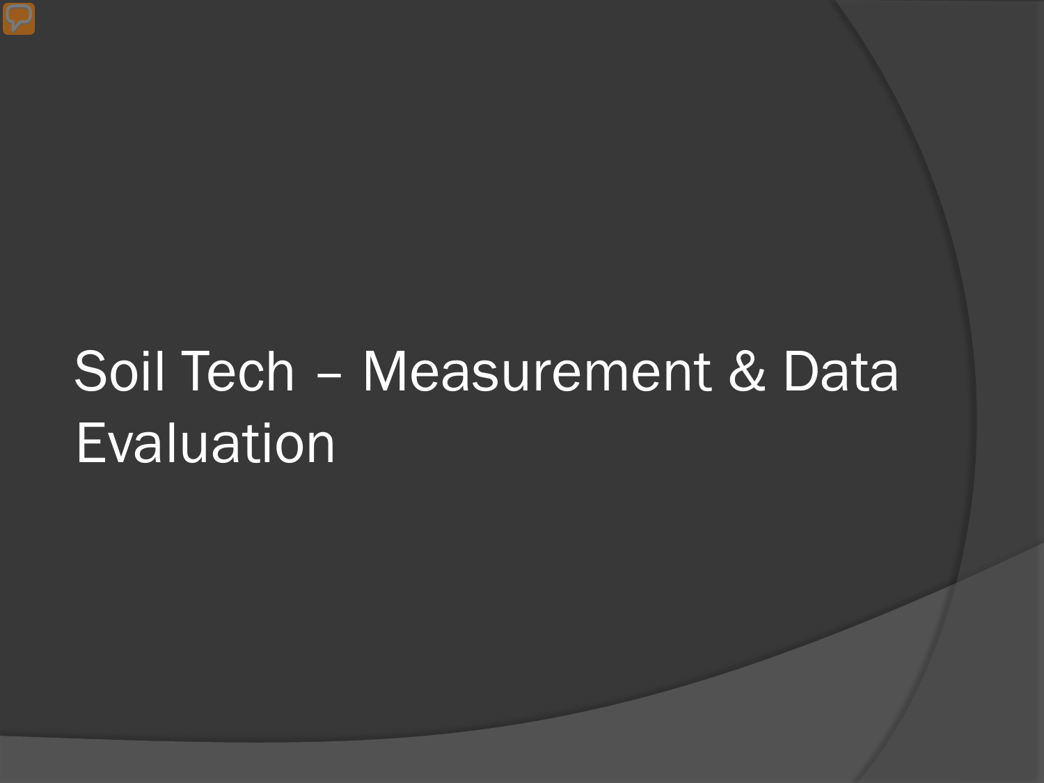# Soil Tech – Measurement & Data Evaluation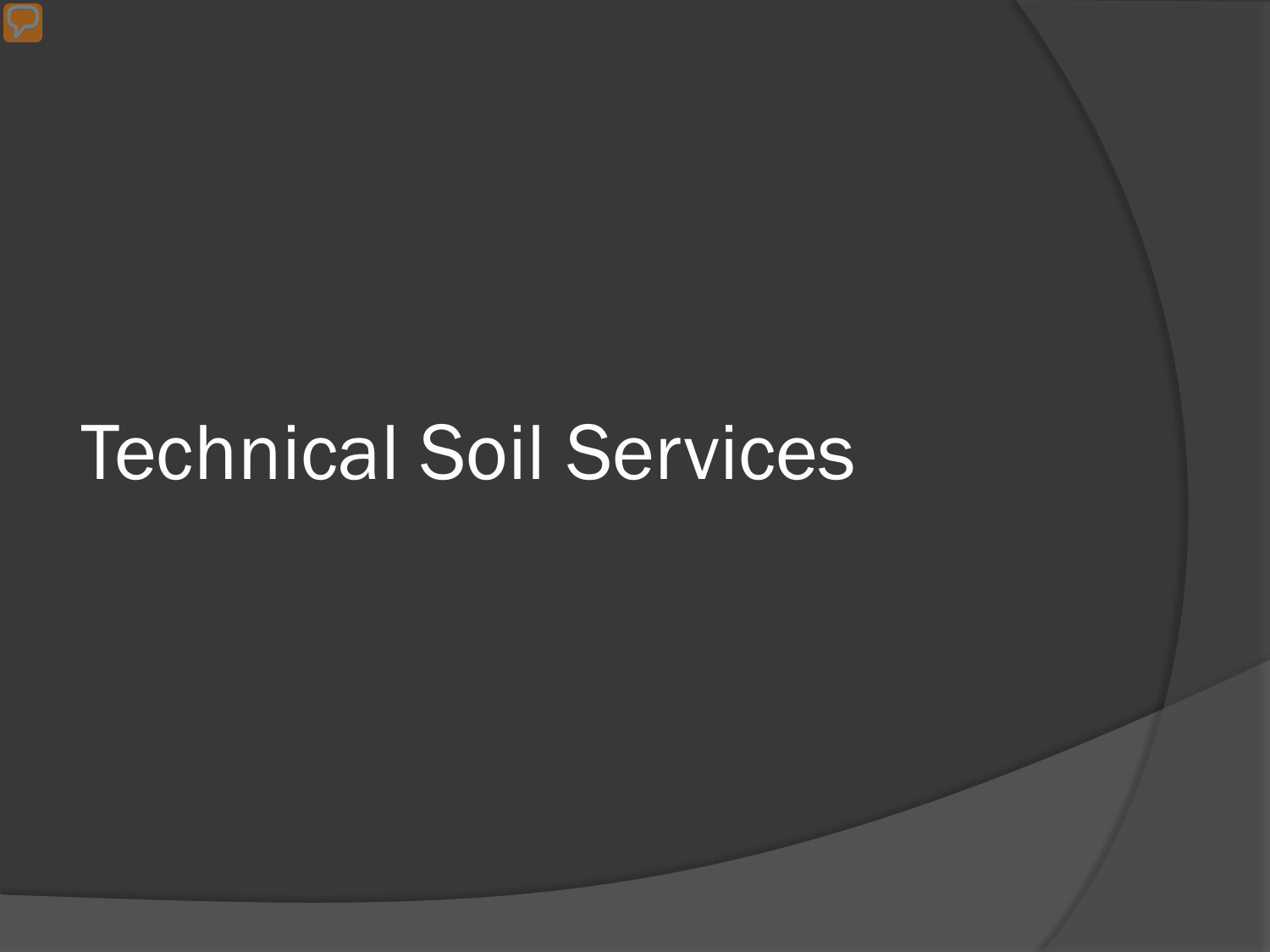# Technical Soil Services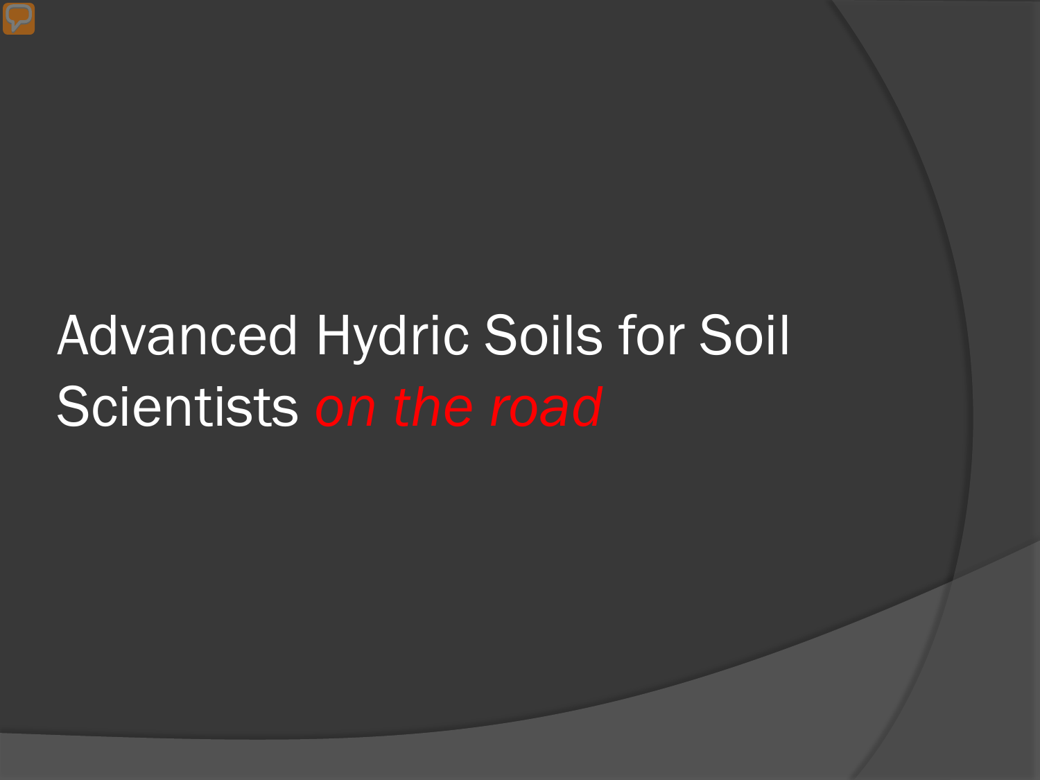# Advanced Hydric Soils for Soil Scientists *on the road*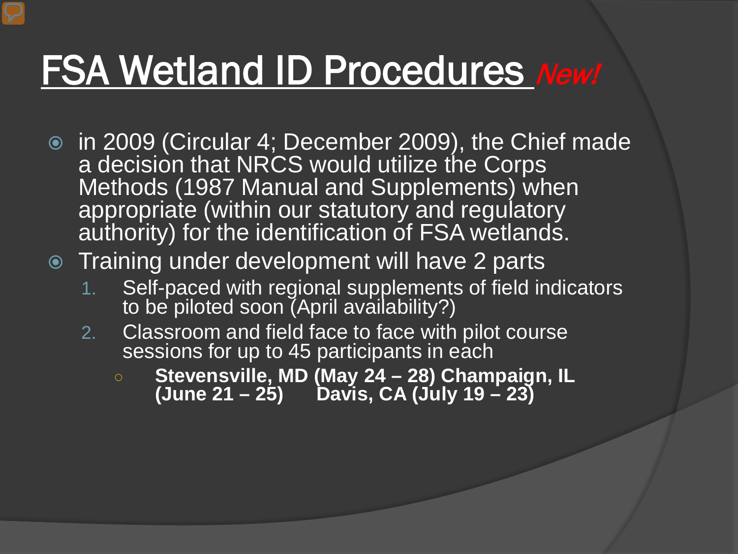# FSA Wetland ID Procedures *New!*

- in 2009 (Circular 4; December 2009), the Chief made a decision that NRCS would utilize the Corps Methods (1987 Manual and Supplements) when appropriate (within our statutory and regulatory authority) for the identification of FSA wetlands.
- Training under development will have 2 parts
  1. Self-paced with regional supplements of field indicators to be piloted soon (April availability?)
  2. Classroom and field face to face with pilot course sessions for up to 45 participants in each
     - **Stevensville, MD (May 24 – 28) Champaign, IL (June 21 – 25) Davis, CA (July 19 – 23)**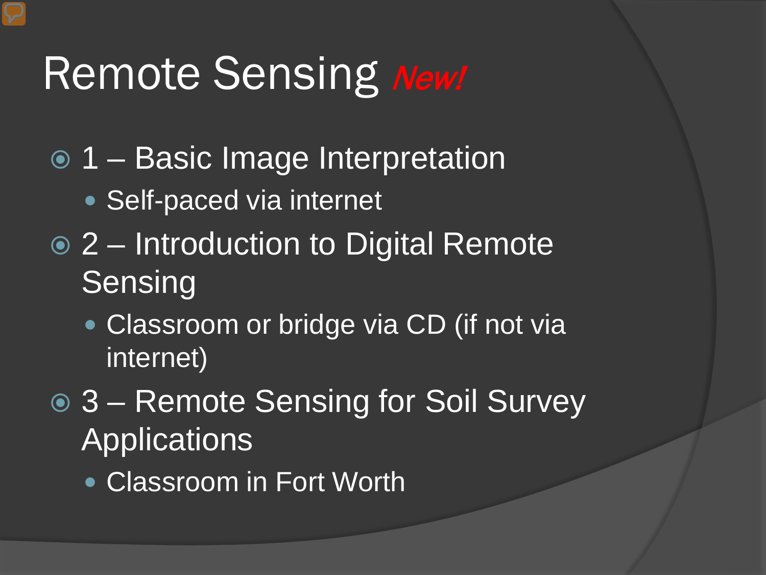# Remote Sensing *New!*

- 1 – Basic Image Interpretation
  - Self-paced via internet
- 2 – Introduction to Digital Remote Sensing
  - Classroom or bridge via CD (if not via internet)
- 3 – Remote Sensing for Soil Survey Applications
  - Classroom in Fort Worth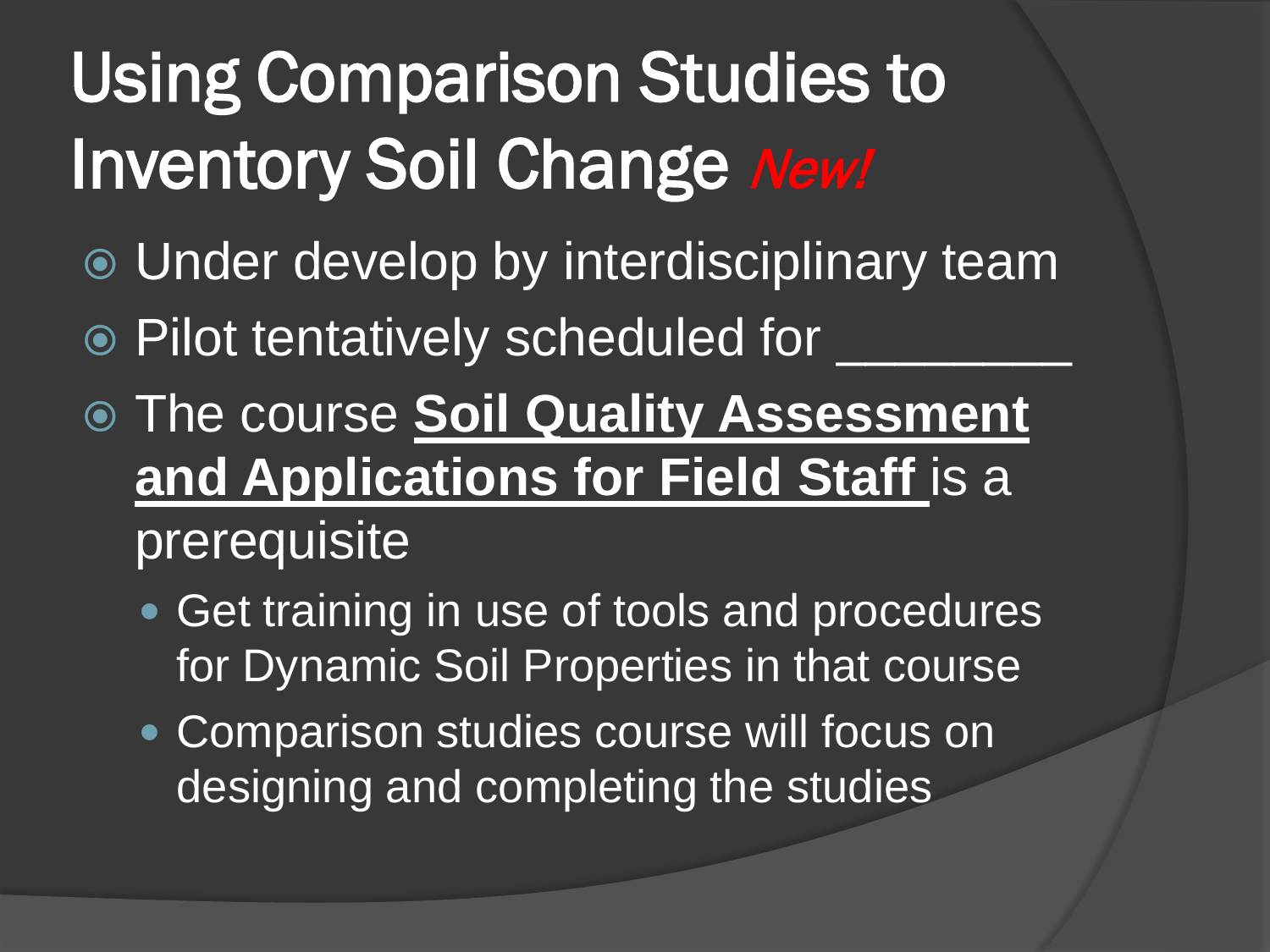# Using Comparison Studies to Inventory Soil Change *New!*

- Under develop by interdisciplinary team
- Pilot tentatively scheduled for ________
- The course **Soil Quality Assessment and Applications for Field Staff** is a prerequisite
  - Get training in use of tools and procedures for Dynamic Soil Properties in that course
  - Comparison studies course will focus on designing and completing the studies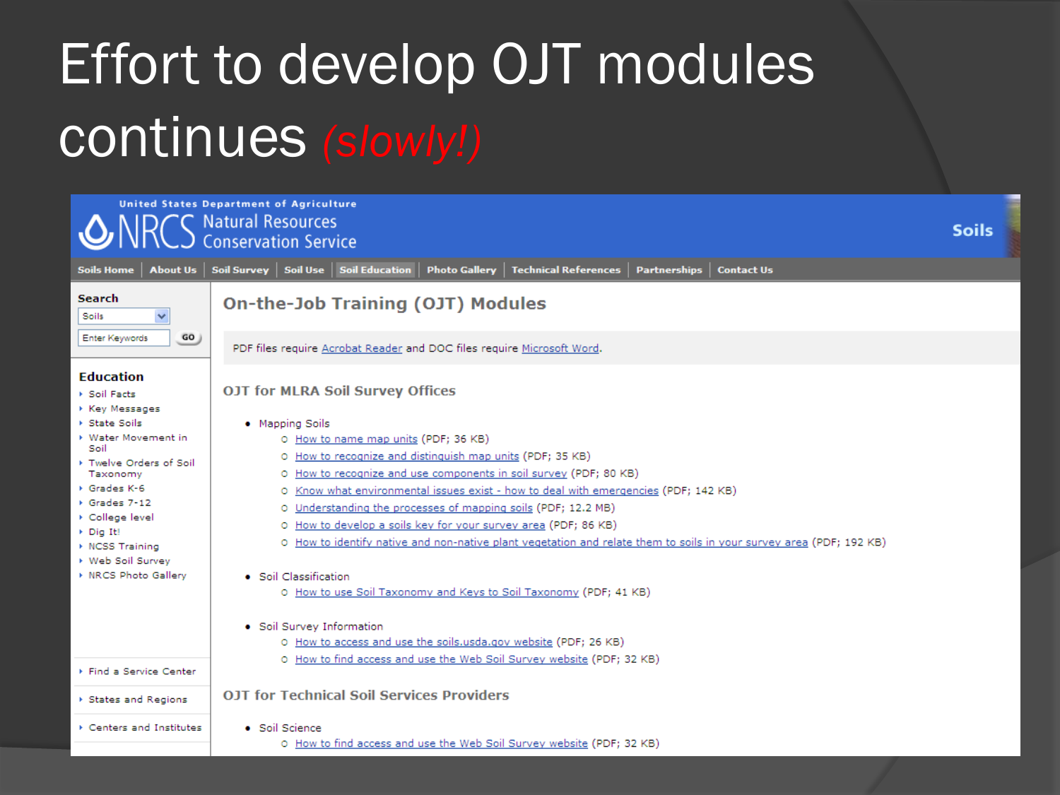# Effort to develop OJT modules continues *(slowly!)*

United States Department of Agriculture
NRCS Natural Resources Conservation Service

Soils

Soils Home | About Us | Soil Survey | Soil Use | Soil Education | Photo Gallery | Technical References | Partnerships | Contact Us

**Search**

Soils

Enter Keywords GO

**Education**

- Soil Facts
- Key Messages
- State Soils
- Water Movement in Soil
- Twelve Orders of Soil Taxonomy
- Grades K-6
- Grades 7-12
- College level
- Dig It!
- NCSS Training
- Web Soil Survey
- NRCS Photo Gallery

- Find a Service Center
- States and Regions
- Centers and Institutes

## On-the-Job Training (OJT) Modules

PDF files require Acrobat Reader and DOC files require Microsoft Word.

### OJT for MLRA Soil Survey Offices

- Mapping Soils
  - How to name map units (PDF; 36 KB)
  - How to recognize and distinguish map units (PDF; 35 KB)
  - How to recognize and use components in soil survey (PDF; 80 KB)
  - Know what environmental issues exist - how to deal with emergencies (PDF; 142 KB)
  - Understanding the processes of mapping soils (PDF; 12.2 MB)
  - How to develop a soils key for your survey area (PDF; 86 KB)
  - How to identify native and non-native plant vegetation and relate them to soils in your survey area (PDF; 192 KB)
- Soil Classification
  - How to use Soil Taxonomy and Keys to Soil Taxonomy (PDF; 41 KB)
- Soil Survey Information
  - How to access and use the soils.usda.gov website (PDF; 26 KB)
  - How to find access and use the Web Soil Survey website (PDF; 32 KB)

### OJT for Technical Soil Services Providers

- Soil Science
  - How to find access and use the Web Soil Survey website (PDF; 32 KB)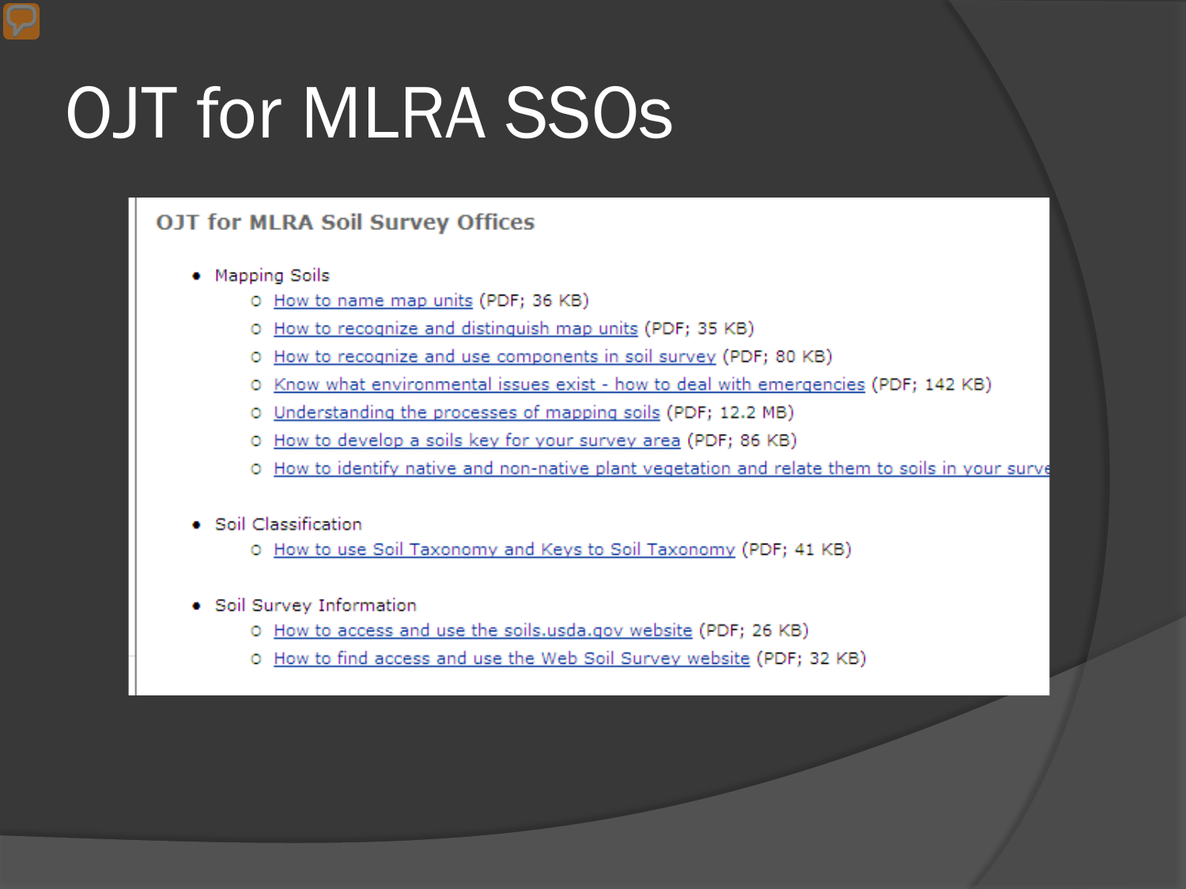# OJT for MLRA SSOs

## OJT for MLRA Soil Survey Offices

- Mapping Soils
  - How to name map units (PDF; 36 KB)
  - How to recognize and distinguish map units (PDF; 35 KB)
  - How to recognize and use components in soil survey (PDF; 80 KB)
  - Know what environmental issues exist - how to deal with emergencies (PDF; 142 KB)
  - Understanding the processes of mapping soils (PDF; 12.2 MB)
  - How to develop a soils key for your survey area (PDF; 86 KB)
  - How to identify native and non-native plant vegetation and relate them to soils in your surve

- Soil Classification
  - How to use Soil Taxonomy and Keys to Soil Taxonomy (PDF; 41 KB)

- Soil Survey Information
  - How to access and use the soils.usda.gov website (PDF; 26 KB)
  - How to find access and use the Web Soil Survey website (PDF; 32 KB)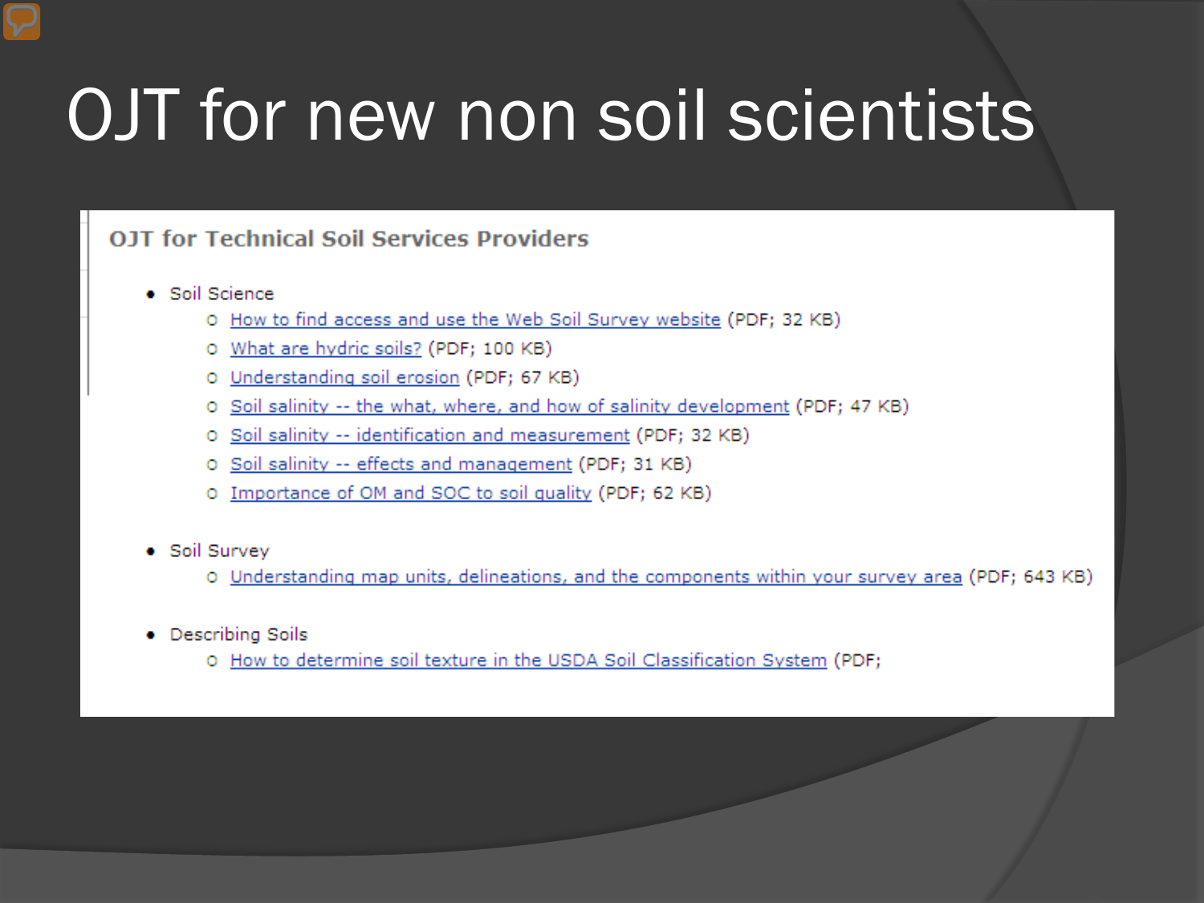# OJT for new non soil scientists

## OJT for Technical Soil Services Providers

- Soil Science
  - How to find access and use the Web Soil Survey website (PDF; 32 KB)
  - What are hydric soils? (PDF; 100 KB)
  - Understanding soil erosion (PDF; 67 KB)
  - Soil salinity -- the what, where, and how of salinity development (PDF; 47 KB)
  - Soil salinity -- identification and measurement (PDF; 32 KB)
  - Soil salinity -- effects and management (PDF; 31 KB)
  - Importance of OM and SOC to soil quality (PDF; 62 KB)

- Soil Survey
  - Understanding map units, delineations, and the components within your survey area (PDF; 643 KB)

- Describing Soils
  - How to determine soil texture in the USDA Soil Classification System (PDF;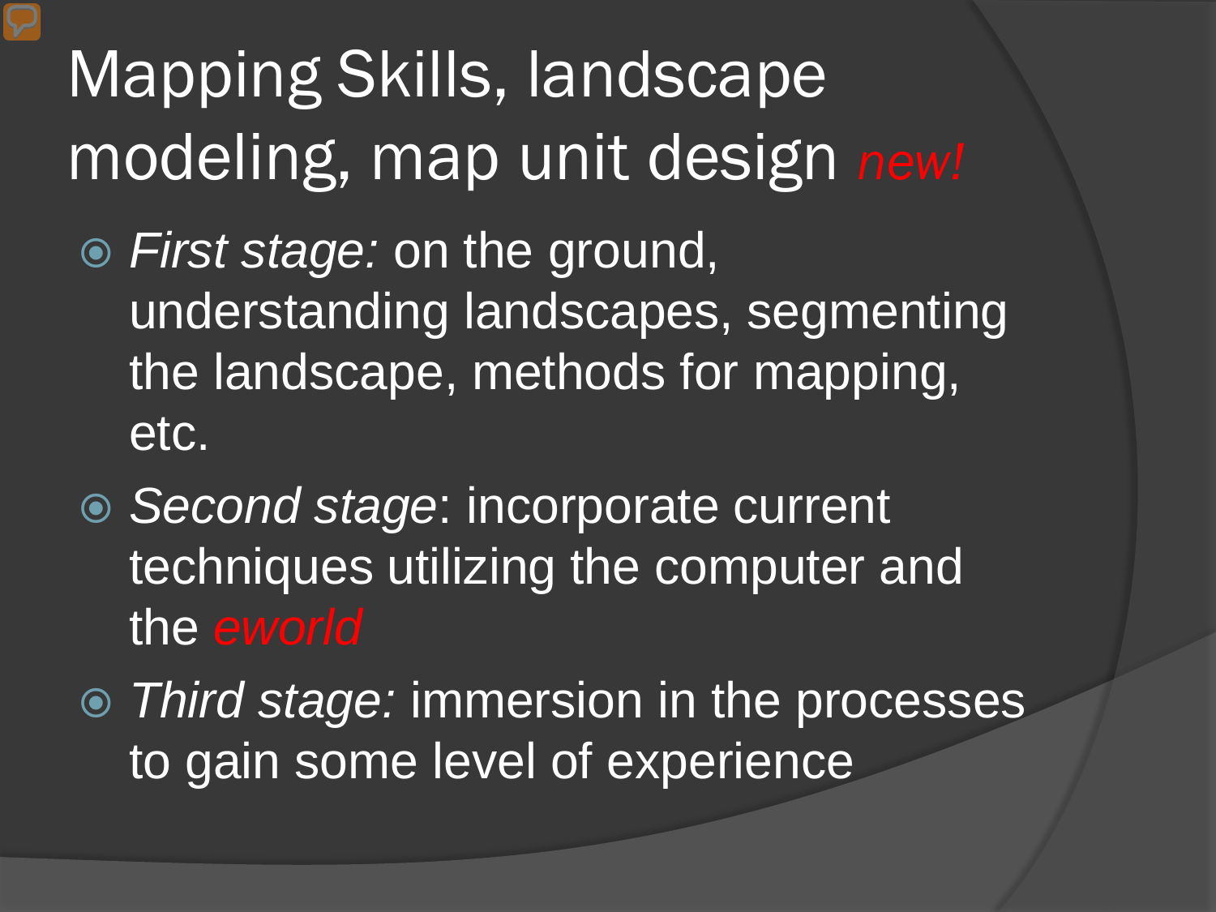# Mapping Skills, landscape modeling, map unit design *new!*

- *First stage:* on the ground, understanding landscapes, segmenting the landscape, methods for mapping, etc.
- *Second stage*: incorporate current techniques utilizing the computer and the *eworld*
- *Third stage:* immersion in the processes to gain some level of experience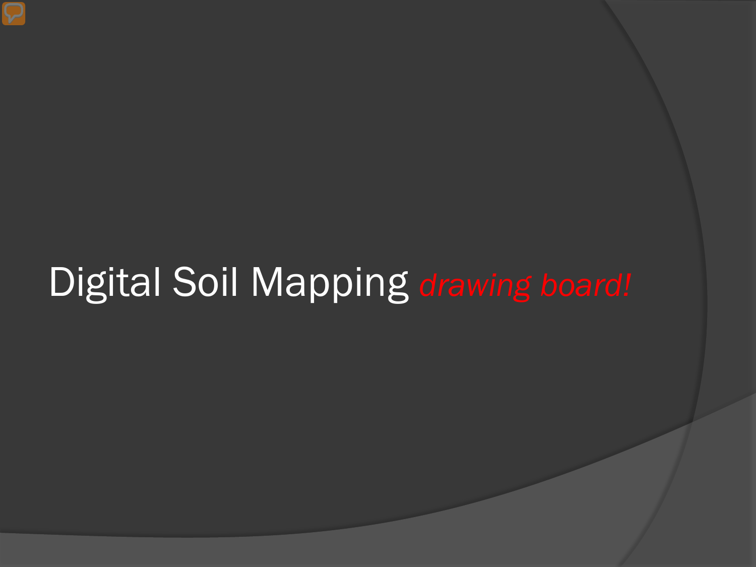# Digital Soil Mapping *drawing board!*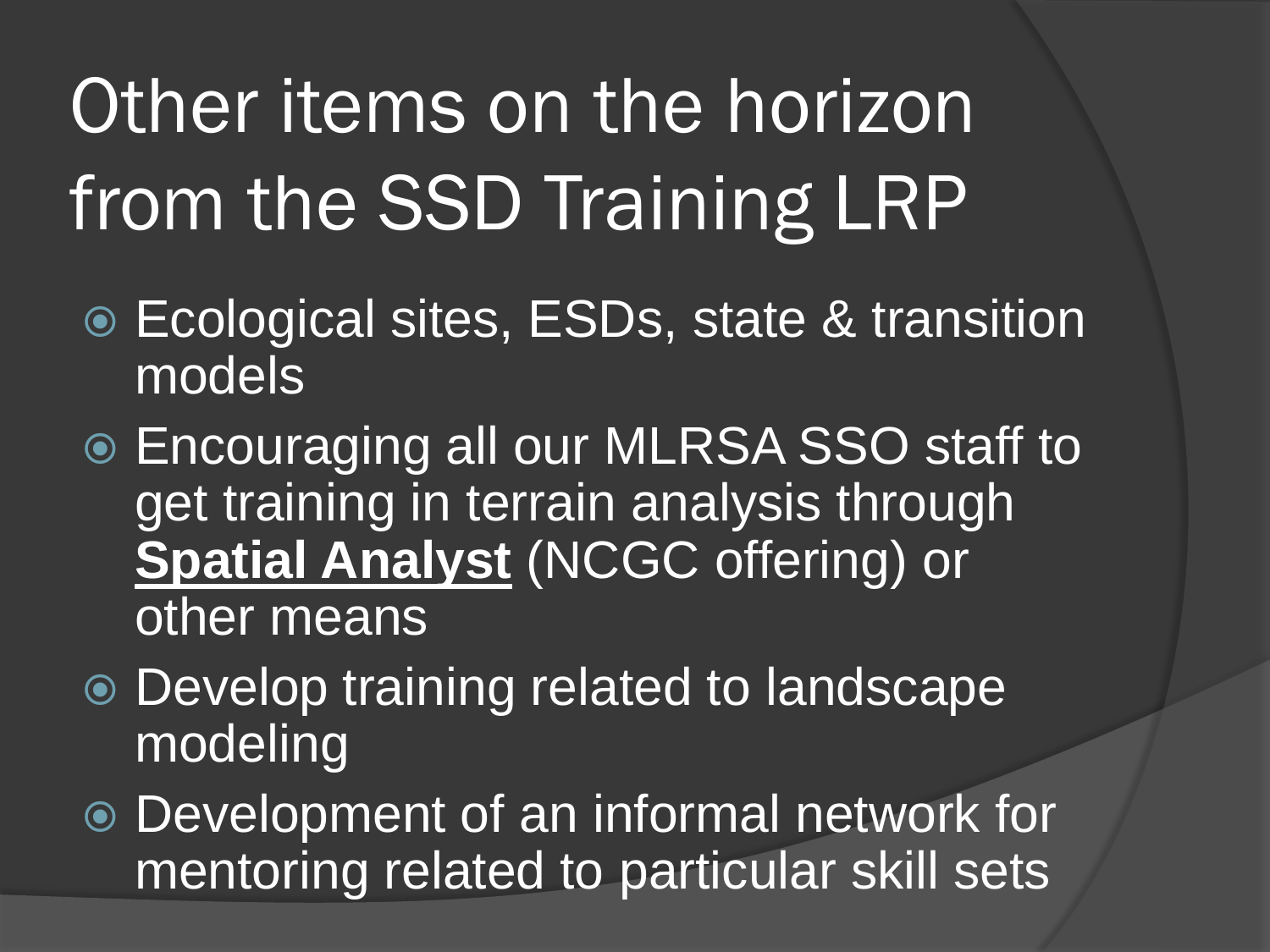# Other items on the horizon from the SSD Training LRP

- Ecological sites, ESDs, state & transition models
- Encouraging all our MLRSA SSO staff to get training in terrain analysis through **Spatial Analyst** (NCGC offering) or other means
- Develop training related to landscape modeling
- Development of an informal network for mentoring related to particular skill sets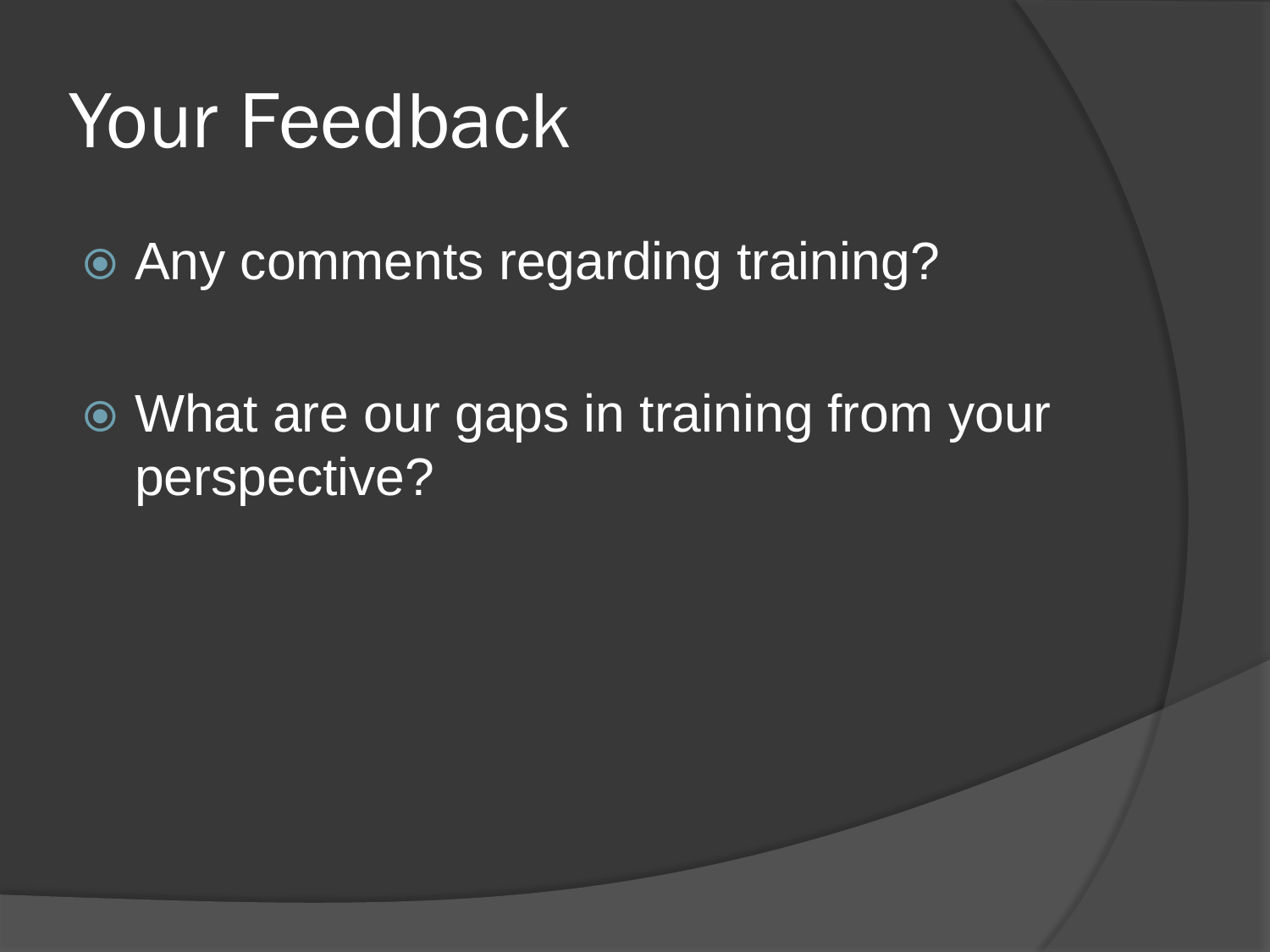# Your Feedback

- Any comments regarding training?
- What are our gaps in training from your perspective?